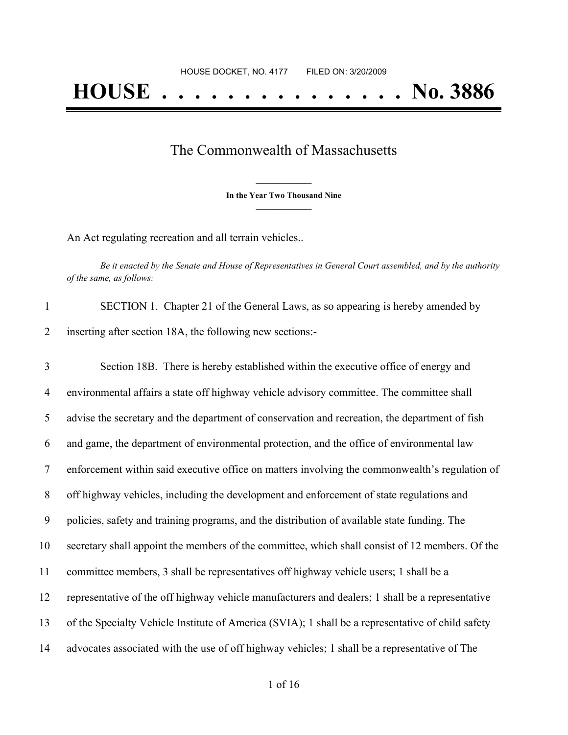HOUSE DOCKET, NO. 4177        FILED ON: 3/20/2009

# HOUSE . . . . . . . . . . . . . . . No. 3886

## The Commonwealth of Massachusetts

**In the Year Two Thousand Nine**

An Act regulating recreation and all terrain vehicles..

*Be it enacted by the Senate and House of Representatives in General Court assembled, and by the authority of the same, as follows:*

1 SECTION 1. Chapter 21 of the General Laws, as so appearing is hereby amended by
2 inserting after section 18A, the following new sections:-

3 Section 18B. There is hereby established within the executive office of energy and
4 environmental affairs a state off highway vehicle advisory committee. The committee shall
5 advise the secretary and the department of conservation and recreation, the department of fish
6 and game, the department of environmental protection, and the office of environmental law
7 enforcement within said executive office on matters involving the commonwealth's regulation of
8 off highway vehicles, including the development and enforcement of state regulations and
9 policies, safety and training programs, and the distribution of available state funding. The
10 secretary shall appoint the members of the committee, which shall consist of 12 members. Of the
11 committee members, 3 shall be representatives off highway vehicle users; 1 shall be a
12 representative of the off highway vehicle manufacturers and dealers; 1 shall be a representative
13 of the Specialty Vehicle Institute of America (SVIA); 1 shall be a representative of child safety
14 advocates associated with the use of off highway vehicles; 1 shall be a representative of The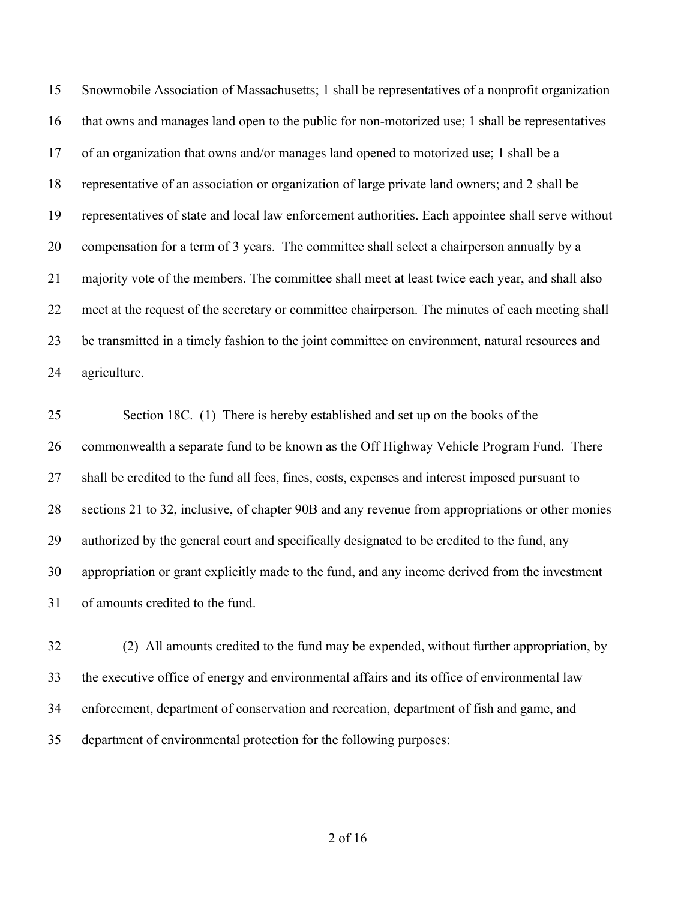Snowmobile Association of Massachusetts; 1 shall be representatives of a nonprofit organization that owns and manages land open to the public for non-motorized use; 1 shall be representatives of an organization that owns and/or manages land opened to motorized use; 1 shall be a representative of an association or organization of large private land owners; and 2 shall be representatives of state and local law enforcement authorities. Each appointee shall serve without compensation for a term of 3 years. The committee shall select a chairperson annually by a majority vote of the members. The committee shall meet at least twice each year, and shall also meet at the request of the secretary or committee chairperson. The minutes of each meeting shall be transmitted in a timely fashion to the joint committee on environment, natural resources and agriculture.

Section 18C. (1) There is hereby established and set up on the books of the commonwealth a separate fund to be known as the Off Highway Vehicle Program Fund. There shall be credited to the fund all fees, fines, costs, expenses and interest imposed pursuant to sections 21 to 32, inclusive, of chapter 90B and any revenue from appropriations or other monies authorized by the general court and specifically designated to be credited to the fund, any appropriation or grant explicitly made to the fund, and any income derived from the investment of amounts credited to the fund.

(2) All amounts credited to the fund may be expended, without further appropriation, by the executive office of energy and environmental affairs and its office of environmental law enforcement, department of conservation and recreation, department of fish and game, and department of environmental protection for the following purposes: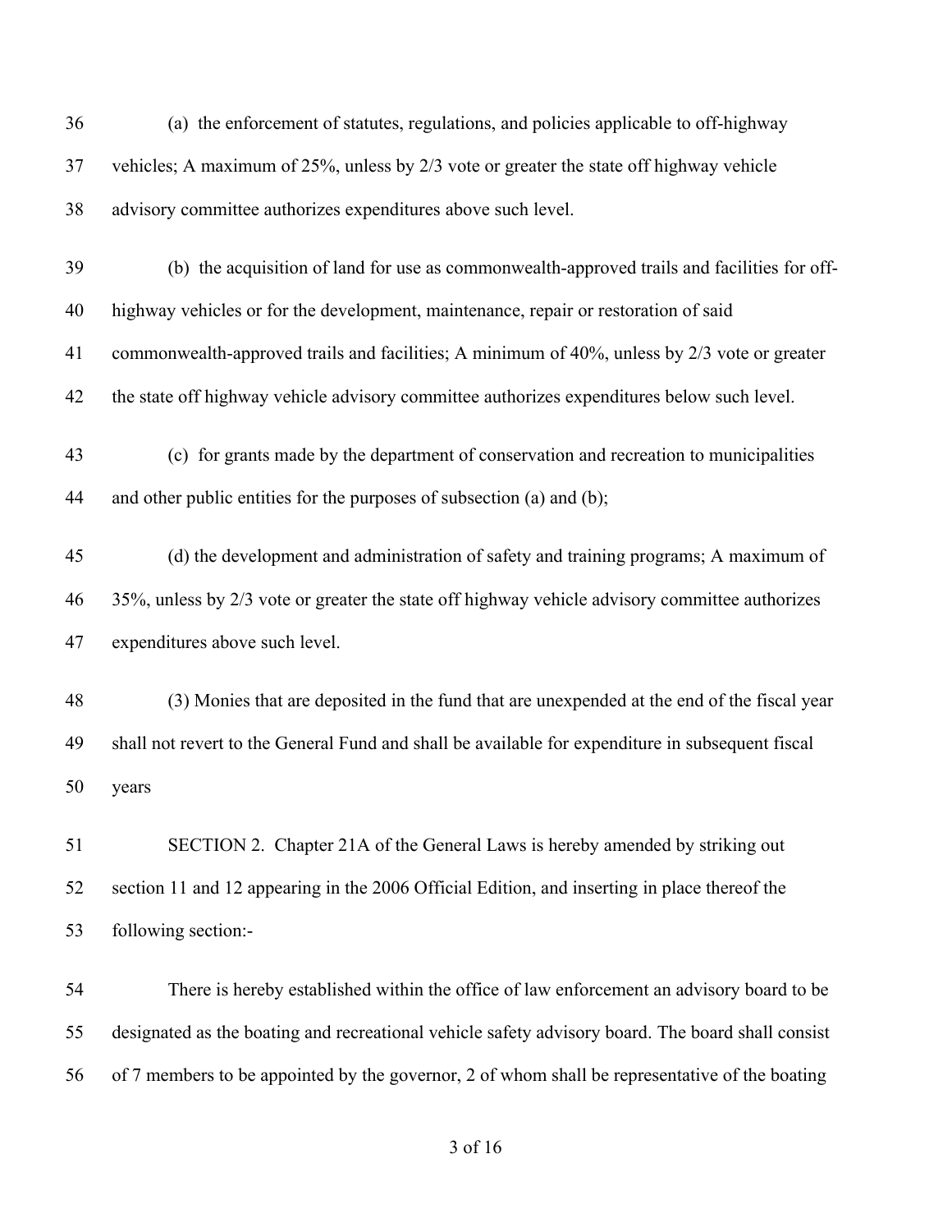(a) the enforcement of statutes, regulations, and policies applicable to off-highway vehicles; A maximum of 25%, unless by 2/3 vote or greater the state off highway vehicle advisory committee authorizes expenditures above such level.

(b) the acquisition of land for use as commonwealth-approved trails and facilities for off-highway vehicles or for the development, maintenance, repair or restoration of said commonwealth-approved trails and facilities; A minimum of 40%, unless by 2/3 vote or greater the state off highway vehicle advisory committee authorizes expenditures below such level.

(c) for grants made by the department of conservation and recreation to municipalities and other public entities for the purposes of subsection (a) and (b);

(d) the development and administration of safety and training programs; A maximum of 35%, unless by 2/3 vote or greater the state off highway vehicle advisory committee authorizes expenditures above such level.

(3) Monies that are deposited in the fund that are unexpended at the end of the fiscal year shall not revert to the General Fund and shall be available for expenditure in subsequent fiscal years

SECTION 2. Chapter 21A of the General Laws is hereby amended by striking out section 11 and 12 appearing in the 2006 Official Edition, and inserting in place thereof the following section:-

There is hereby established within the office of law enforcement an advisory board to be designated as the boating and recreational vehicle safety advisory board. The board shall consist of 7 members to be appointed by the governor, 2 of whom shall be representative of the boating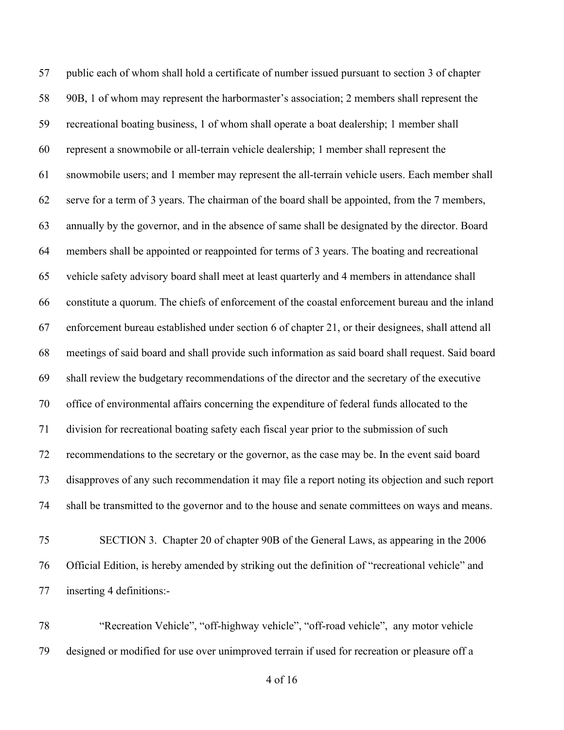public each of whom shall hold a certificate of number issued pursuant to section 3 of chapter 90B, 1 of whom may represent the harbormaster's association; 2 members shall represent the recreational boating business, 1 of whom shall operate a boat dealership; 1 member shall represent a snowmobile or all-terrain vehicle dealership; 1 member shall represent the snowmobile users; and 1 member may represent the all-terrain vehicle users. Each member shall serve for a term of 3 years. The chairman of the board shall be appointed, from the 7 members, annually by the governor, and in the absence of same shall be designated by the director. Board members shall be appointed or reappointed for terms of 3 years. The boating and recreational vehicle safety advisory board shall meet at least quarterly and 4 members in attendance shall constitute a quorum. The chiefs of enforcement of the coastal enforcement bureau and the inland enforcement bureau established under section 6 of chapter 21, or their designees, shall attend all meetings of said board and shall provide such information as said board shall request. Said board shall review the budgetary recommendations of the director and the secretary of the executive office of environmental affairs concerning the expenditure of federal funds allocated to the division for recreational boating safety each fiscal year prior to the submission of such recommendations to the secretary or the governor, as the case may be. In the event said board disapproves of any such recommendation it may file a report noting its objection and such report shall be transmitted to the governor and to the house and senate committees on ways and means.

SECTION 3. Chapter 20 of chapter 90B of the General Laws, as appearing in the 2006 Official Edition, is hereby amended by striking out the definition of "recreational vehicle" and inserting 4 definitions:-

"Recreation Vehicle", "off-highway vehicle", "off-road vehicle", any motor vehicle designed or modified for use over unimproved terrain if used for recreation or pleasure off a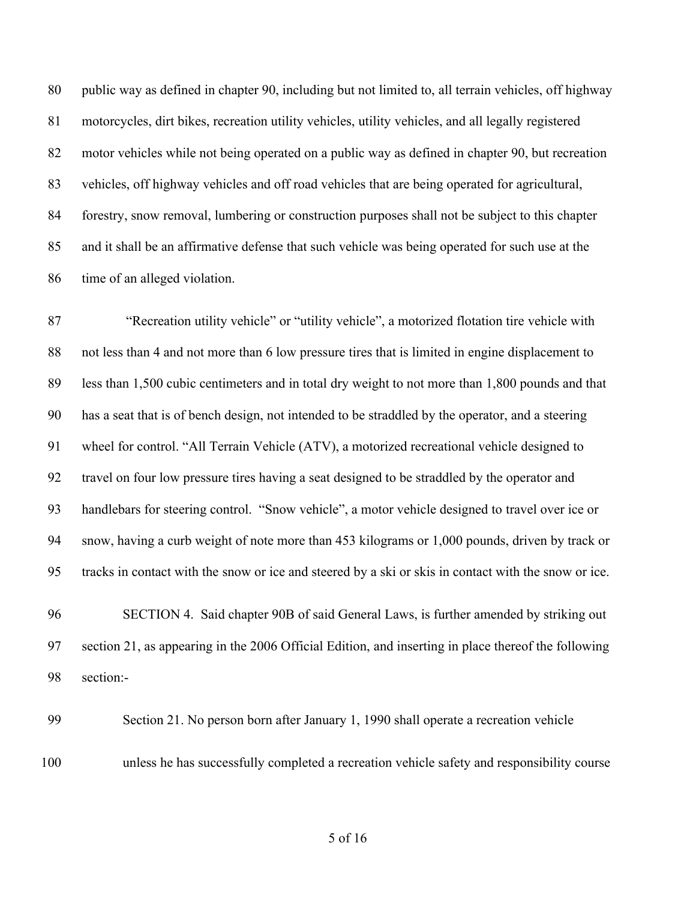public way as defined in chapter 90, including but not limited to, all terrain vehicles, off highway motorcycles, dirt bikes, recreation utility vehicles, utility vehicles, and all legally registered motor vehicles while not being operated on a public way as defined in chapter 90, but recreation vehicles, off highway vehicles and off road vehicles that are being operated for agricultural, forestry, snow removal, lumbering or construction purposes shall not be subject to this chapter and it shall be an affirmative defense that such vehicle was being operated for such use at the time of an alleged violation.

"Recreation utility vehicle" or "utility vehicle", a motorized flotation tire vehicle with not less than 4 and not more than 6 low pressure tires that is limited in engine displacement to less than 1,500 cubic centimeters and in total dry weight to not more than 1,800 pounds and that has a seat that is of bench design, not intended to be straddled by the operator, and a steering wheel for control. "All Terrain Vehicle (ATV), a motorized recreational vehicle designed to travel on four low pressure tires having a seat designed to be straddled by the operator and handlebars for steering control. "Snow vehicle", a motor vehicle designed to travel over ice or snow, having a curb weight of note more than 453 kilograms or 1,000 pounds, driven by track or tracks in contact with the snow or ice and steered by a ski or skis in contact with the snow or ice.

SECTION 4. Said chapter 90B of said General Laws, is further amended by striking out section 21, as appearing in the 2006 Official Edition, and inserting in place thereof the following section:-

Section 21. No person born after January 1, 1990 shall operate a recreation vehicle unless he has successfully completed a recreation vehicle safety and responsibility course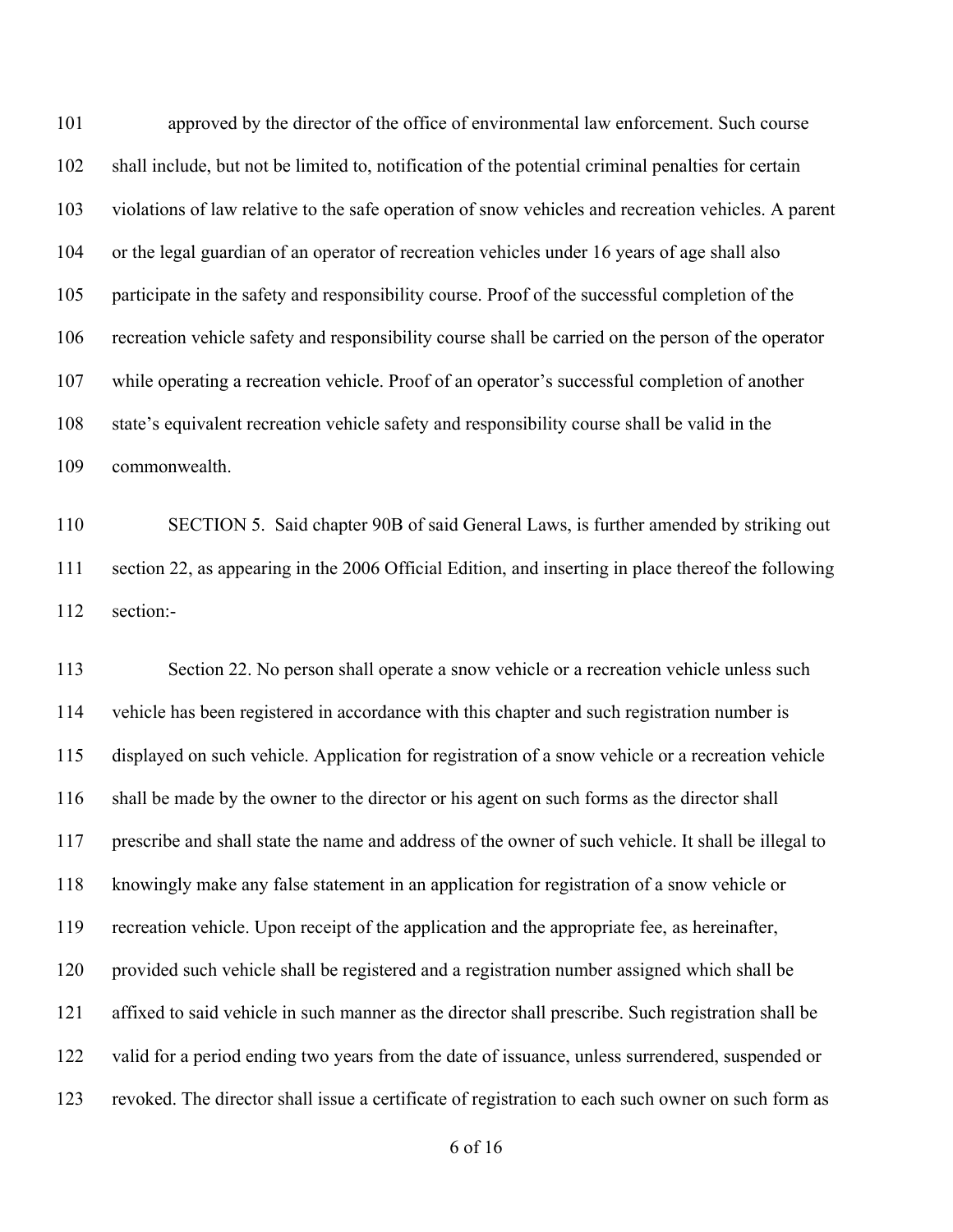approved by the director of the office of environmental law enforcement. Such course shall include, but not be limited to, notification of the potential criminal penalties for certain violations of law relative to the safe operation of snow vehicles and recreation vehicles. A parent or the legal guardian of an operator of recreation vehicles under 16 years of age shall also participate in the safety and responsibility course. Proof of the successful completion of the recreation vehicle safety and responsibility course shall be carried on the person of the operator while operating a recreation vehicle. Proof of an operator's successful completion of another state's equivalent recreation vehicle safety and responsibility course shall be valid in the commonwealth.

SECTION 5. Said chapter 90B of said General Laws, is further amended by striking out section 22, as appearing in the 2006 Official Edition, and inserting in place thereof the following section:-

Section 22. No person shall operate a snow vehicle or a recreation vehicle unless such vehicle has been registered in accordance with this chapter and such registration number is displayed on such vehicle. Application for registration of a snow vehicle or a recreation vehicle shall be made by the owner to the director or his agent on such forms as the director shall prescribe and shall state the name and address of the owner of such vehicle. It shall be illegal to knowingly make any false statement in an application for registration of a snow vehicle or recreation vehicle. Upon receipt of the application and the appropriate fee, as hereinafter, provided such vehicle shall be registered and a registration number assigned which shall be affixed to said vehicle in such manner as the director shall prescribe. Such registration shall be valid for a period ending two years from the date of issuance, unless surrendered, suspended or revoked. The director shall issue a certificate of registration to each such owner on such form as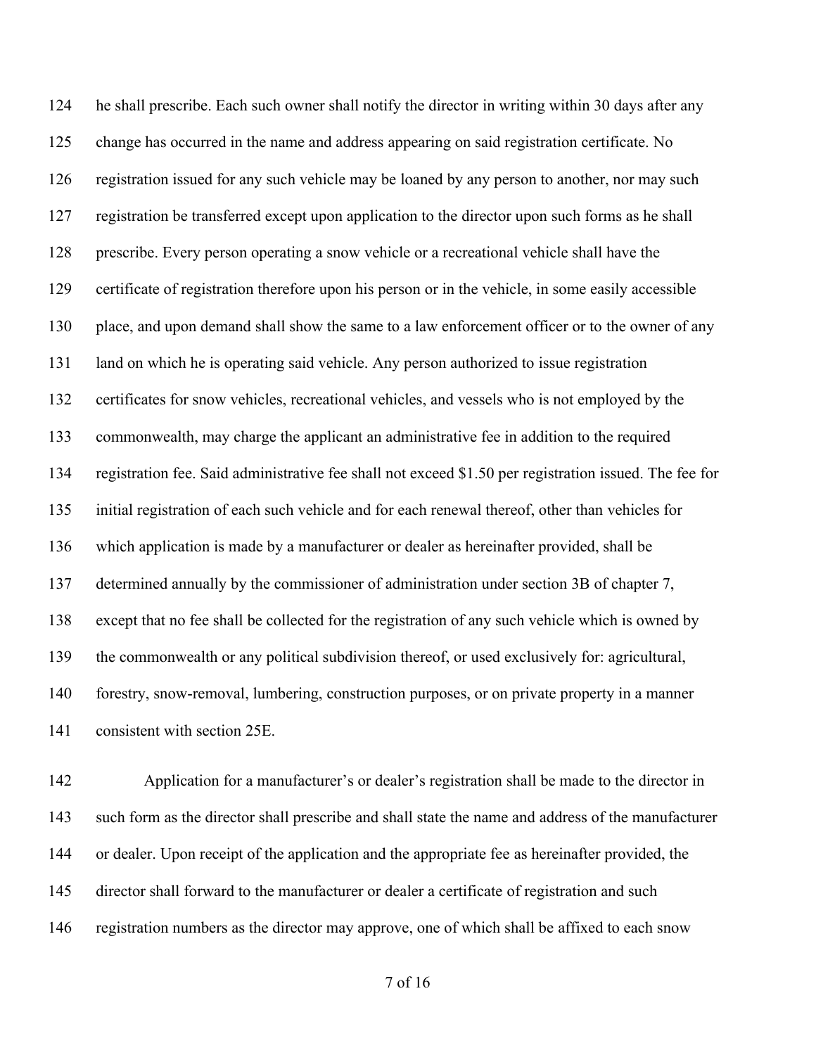he shall prescribe. Each such owner shall notify the director in writing within 30 days after any change has occurred in the name and address appearing on said registration certificate. No registration issued for any such vehicle may be loaned by any person to another, nor may such registration be transferred except upon application to the director upon such forms as he shall prescribe. Every person operating a snow vehicle or a recreational vehicle shall have the certificate of registration therefore upon his person or in the vehicle, in some easily accessible place, and upon demand shall show the same to a law enforcement officer or to the owner of any land on which he is operating said vehicle. Any person authorized to issue registration certificates for snow vehicles, recreational vehicles, and vessels who is not employed by the commonwealth, may charge the applicant an administrative fee in addition to the required registration fee. Said administrative fee shall not exceed $1.50 per registration issued. The fee for initial registration of each such vehicle and for each renewal thereof, other than vehicles for which application is made by a manufacturer or dealer as hereinafter provided, shall be determined annually by the commissioner of administration under section 3B of chapter 7, except that no fee shall be collected for the registration of any such vehicle which is owned by the commonwealth or any political subdivision thereof, or used exclusively for: agricultural, forestry, snow-removal, lumbering, construction purposes, or on private property in a manner consistent with section 25E.

Application for a manufacturer's or dealer's registration shall be made to the director in such form as the director shall prescribe and shall state the name and address of the manufacturer or dealer. Upon receipt of the application and the appropriate fee as hereinafter provided, the director shall forward to the manufacturer or dealer a certificate of registration and such registration numbers as the director may approve, one of which shall be affixed to each snow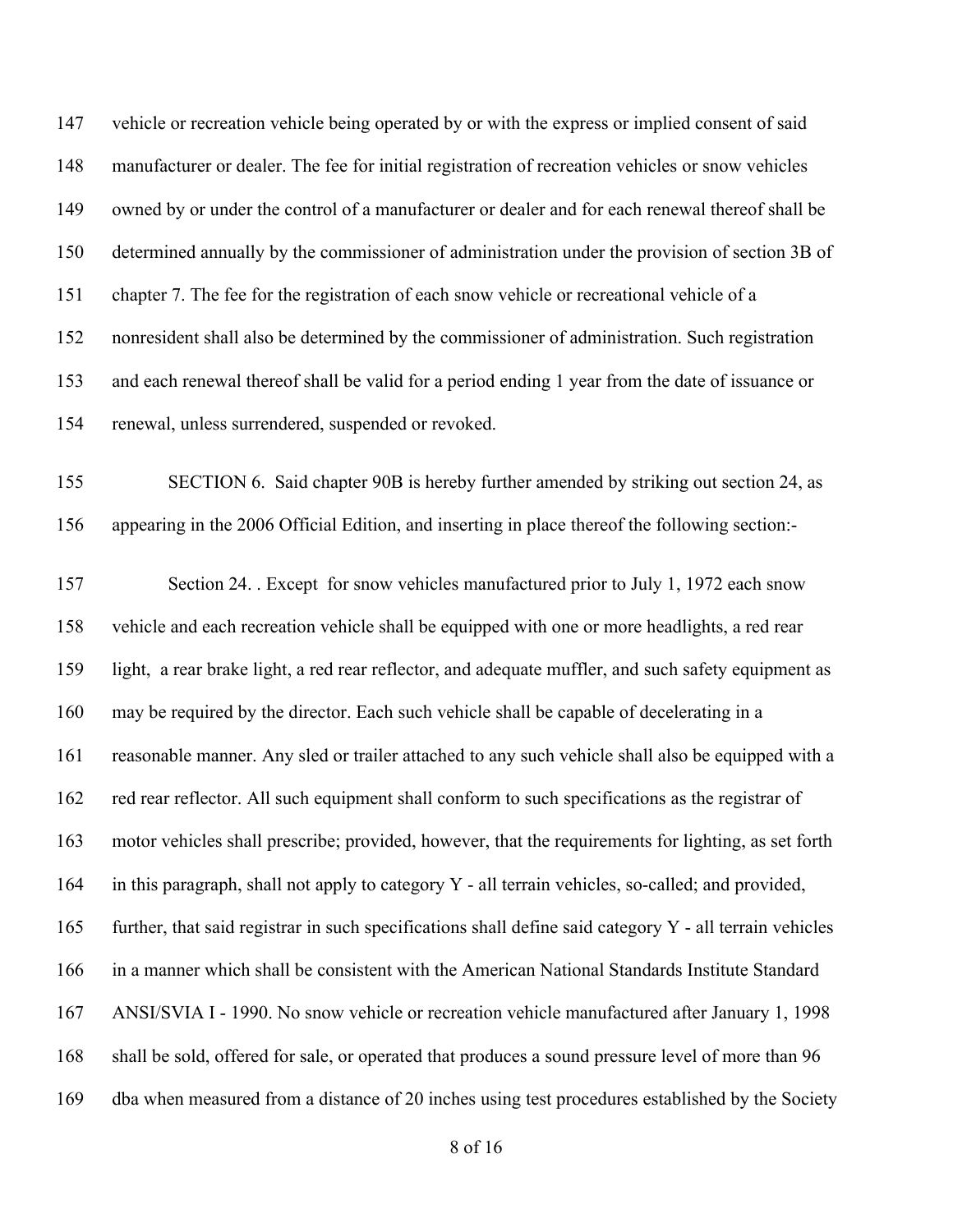vehicle or recreation vehicle being operated by or with the express or implied consent of said manufacturer or dealer. The fee for initial registration of recreation vehicles or snow vehicles owned by or under the control of a manufacturer or dealer and for each renewal thereof shall be determined annually by the commissioner of administration under the provision of section 3B of chapter 7. The fee for the registration of each snow vehicle or recreational vehicle of a nonresident shall also be determined by the commissioner of administration. Such registration and each renewal thereof shall be valid for a period ending 1 year from the date of issuance or renewal, unless surrendered, suspended or revoked.

SECTION 6. Said chapter 90B is hereby further amended by striking out section 24, as appearing in the 2006 Official Edition, and inserting in place thereof the following section:-

Section 24. . Except for snow vehicles manufactured prior to July 1, 1972 each snow vehicle and each recreation vehicle shall be equipped with one or more headlights, a red rear light, a rear brake light, a red rear reflector, and adequate muffler, and such safety equipment as may be required by the director. Each such vehicle shall be capable of decelerating in a reasonable manner. Any sled or trailer attached to any such vehicle shall also be equipped with a red rear reflector. All such equipment shall conform to such specifications as the registrar of motor vehicles shall prescribe; provided, however, that the requirements for lighting, as set forth in this paragraph, shall not apply to category Y - all terrain vehicles, so-called; and provided, further, that said registrar in such specifications shall define said category Y - all terrain vehicles in a manner which shall be consistent with the American National Standards Institute Standard ANSI/SVIA I - 1990. No snow vehicle or recreation vehicle manufactured after January 1, 1998 shall be sold, offered for sale, or operated that produces a sound pressure level of more than 96 dba when measured from a distance of 20 inches using test procedures established by the Society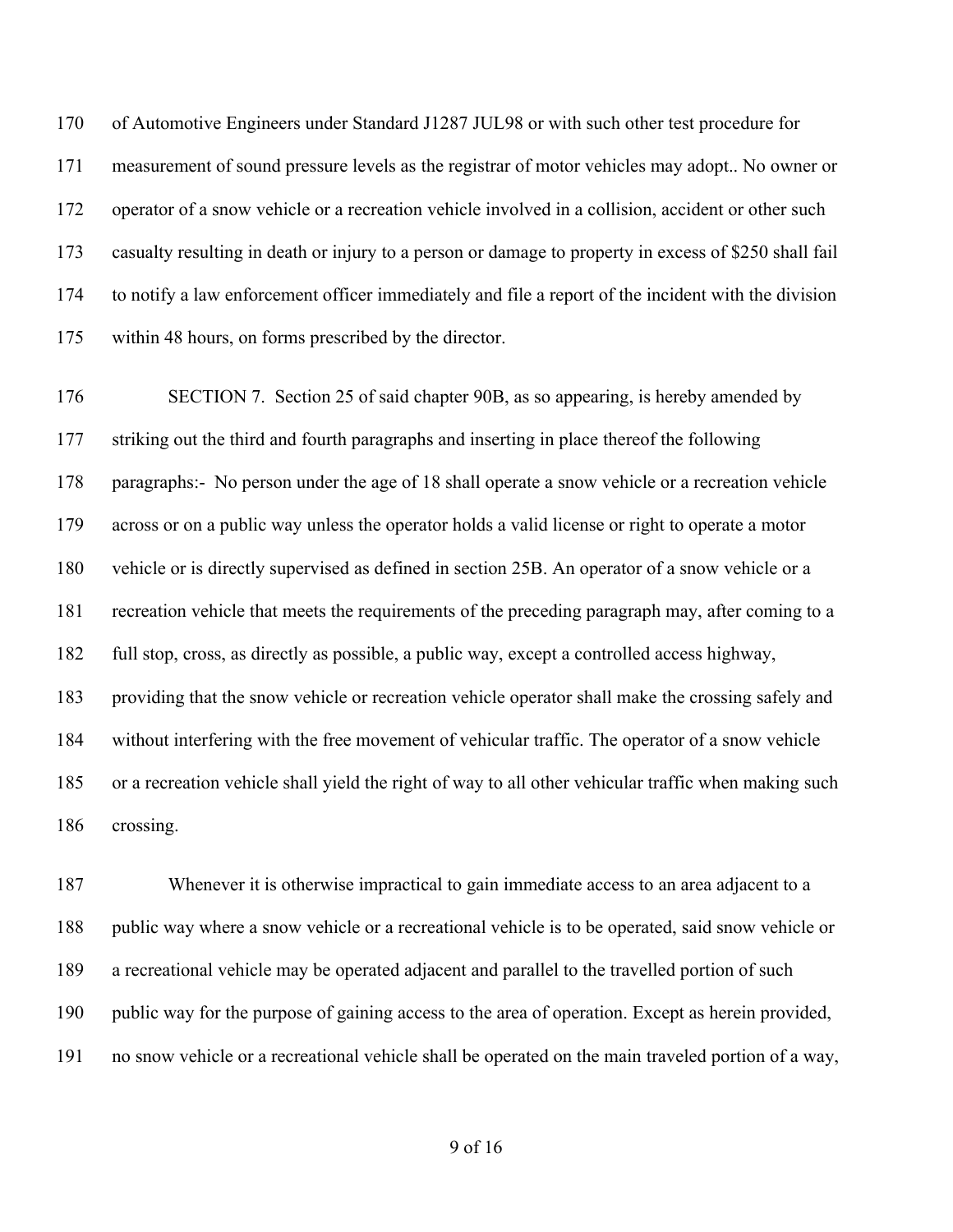of Automotive Engineers under Standard J1287 JUL98 or with such other test procedure for measurement of sound pressure levels as the registrar of motor vehicles may adopt.. No owner or operator of a snow vehicle or a recreation vehicle involved in a collision, accident or other such casualty resulting in death or injury to a person or damage to property in excess of $250 shall fail to notify a law enforcement officer immediately and file a report of the incident with the division within 48 hours, on forms prescribed by the director.

SECTION 7. Section 25 of said chapter 90B, as so appearing, is hereby amended by striking out the third and fourth paragraphs and inserting in place thereof the following paragraphs:- No person under the age of 18 shall operate a snow vehicle or a recreation vehicle across or on a public way unless the operator holds a valid license or right to operate a motor vehicle or is directly supervised as defined in section 25B. An operator of a snow vehicle or a recreation vehicle that meets the requirements of the preceding paragraph may, after coming to a full stop, cross, as directly as possible, a public way, except a controlled access highway, providing that the snow vehicle or recreation vehicle operator shall make the crossing safely and without interfering with the free movement of vehicular traffic. The operator of a snow vehicle or a recreation vehicle shall yield the right of way to all other vehicular traffic when making such crossing.

Whenever it is otherwise impractical to gain immediate access to an area adjacent to a public way where a snow vehicle or a recreational vehicle is to be operated, said snow vehicle or a recreational vehicle may be operated adjacent and parallel to the travelled portion of such public way for the purpose of gaining access to the area of operation. Except as herein provided, no snow vehicle or a recreational vehicle shall be operated on the main traveled portion of a way,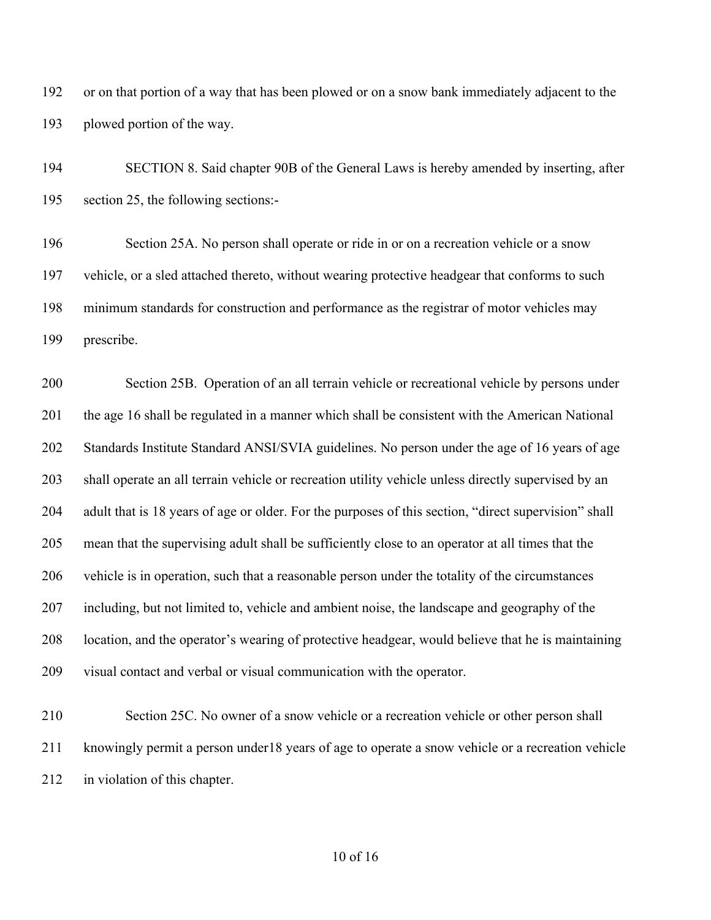or on that portion of a way that has been plowed or on a snow bank immediately adjacent to the plowed portion of the way.

SECTION 8. Said chapter 90B of the General Laws is hereby amended by inserting, after section 25, the following sections:-

Section 25A. No person shall operate or ride in or on a recreation vehicle or a snow vehicle, or a sled attached thereto, without wearing protective headgear that conforms to such minimum standards for construction and performance as the registrar of motor vehicles may prescribe.

Section 25B. Operation of an all terrain vehicle or recreational vehicle by persons under the age 16 shall be regulated in a manner which shall be consistent with the American National Standards Institute Standard ANSI/SVIA guidelines. No person under the age of 16 years of age shall operate an all terrain vehicle or recreation utility vehicle unless directly supervised by an adult that is 18 years of age or older. For the purposes of this section, "direct supervision" shall mean that the supervising adult shall be sufficiently close to an operator at all times that the vehicle is in operation, such that a reasonable person under the totality of the circumstances including, but not limited to, vehicle and ambient noise, the landscape and geography of the location, and the operator's wearing of protective headgear, would believe that he is maintaining visual contact and verbal or visual communication with the operator.

Section 25C. No owner of a snow vehicle or a recreation vehicle or other person shall knowingly permit a person under18 years of age to operate a snow vehicle or a recreation vehicle in violation of this chapter.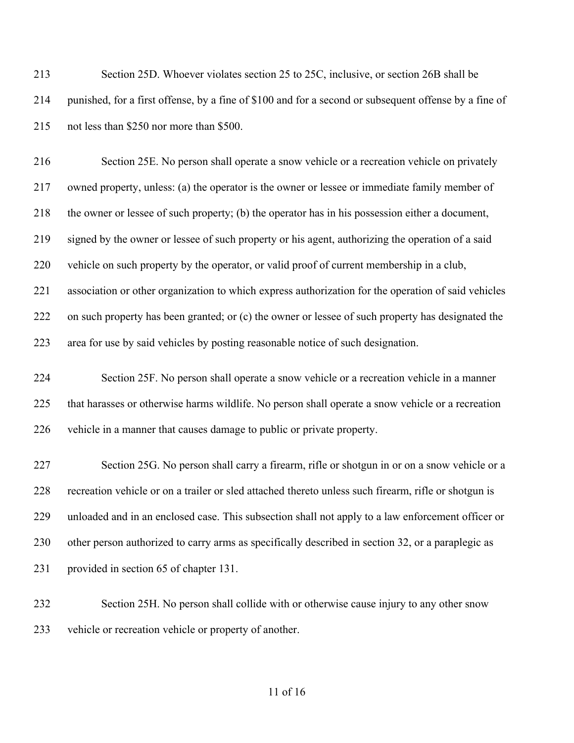Section 25D. Whoever violates section 25 to 25C, inclusive, or section 26B shall be punished, for a first offense, by a fine of $100 and for a second or subsequent offense by a fine of not less than $250 nor more than $500.

Section 25E. No person shall operate a snow vehicle or a recreation vehicle on privately owned property, unless: (a) the operator is the owner or lessee or immediate family member of the owner or lessee of such property; (b) the operator has in his possession either a document, signed by the owner or lessee of such property or his agent, authorizing the operation of a said vehicle on such property by the operator, or valid proof of current membership in a club, association or other organization to which express authorization for the operation of said vehicles on such property has been granted; or (c) the owner or lessee of such property has designated the area for use by said vehicles by posting reasonable notice of such designation.

Section 25F. No person shall operate a snow vehicle or a recreation vehicle in a manner that harasses or otherwise harms wildlife. No person shall operate a snow vehicle or a recreation vehicle in a manner that causes damage to public or private property.

Section 25G. No person shall carry a firearm, rifle or shotgun in or on a snow vehicle or a recreation vehicle or on a trailer or sled attached thereto unless such firearm, rifle or shotgun is unloaded and in an enclosed case. This subsection shall not apply to a law enforcement officer or other person authorized to carry arms as specifically described in section 32, or a paraplegic as provided in section 65 of chapter 131.

Section 25H. No person shall collide with or otherwise cause injury to any other snow vehicle or recreation vehicle or property of another.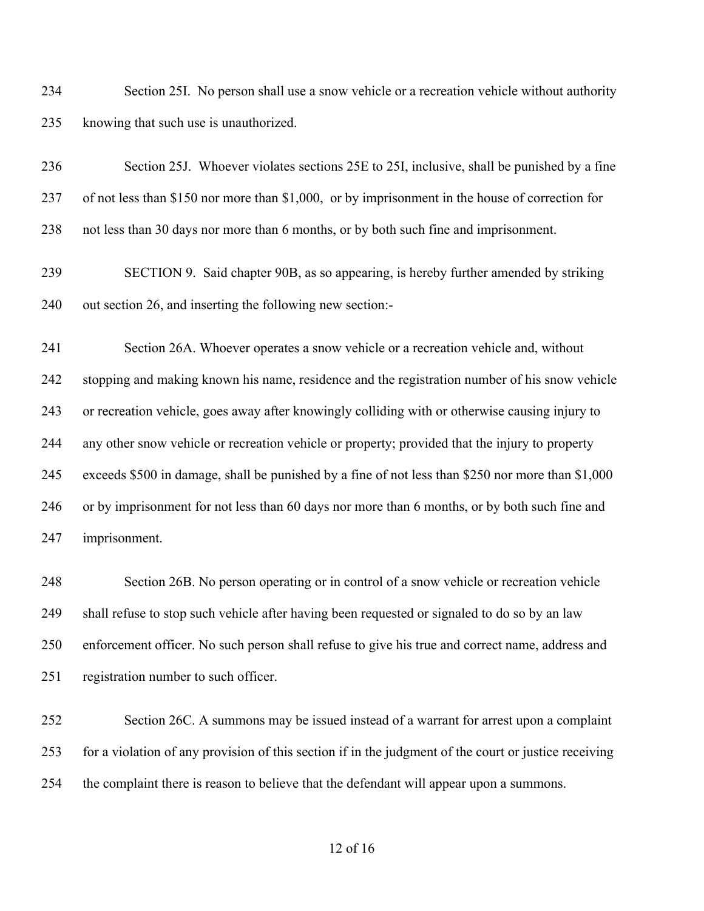Section 25I. No person shall use a snow vehicle or a recreation vehicle without authority knowing that such use is unauthorized.

Section 25J. Whoever violates sections 25E to 25I, inclusive, shall be punished by a fine of not less than $150 nor more than $1,000, or by imprisonment in the house of correction for not less than 30 days nor more than 6 months, or by both such fine and imprisonment.

SECTION 9. Said chapter 90B, as so appearing, is hereby further amended by striking out section 26, and inserting the following new section:-

Section 26A. Whoever operates a snow vehicle or a recreation vehicle and, without stopping and making known his name, residence and the registration number of his snow vehicle or recreation vehicle, goes away after knowingly colliding with or otherwise causing injury to any other snow vehicle or recreation vehicle or property; provided that the injury to property exceeds $500 in damage, shall be punished by a fine of not less than $250 nor more than $1,000 or by imprisonment for not less than 60 days nor more than 6 months, or by both such fine and imprisonment.

Section 26B. No person operating or in control of a snow vehicle or recreation vehicle shall refuse to stop such vehicle after having been requested or signaled to do so by an law enforcement officer. No such person shall refuse to give his true and correct name, address and registration number to such officer.

Section 26C. A summons may be issued instead of a warrant for arrest upon a complaint for a violation of any provision of this section if in the judgment of the court or justice receiving the complaint there is reason to believe that the defendant will appear upon a summons.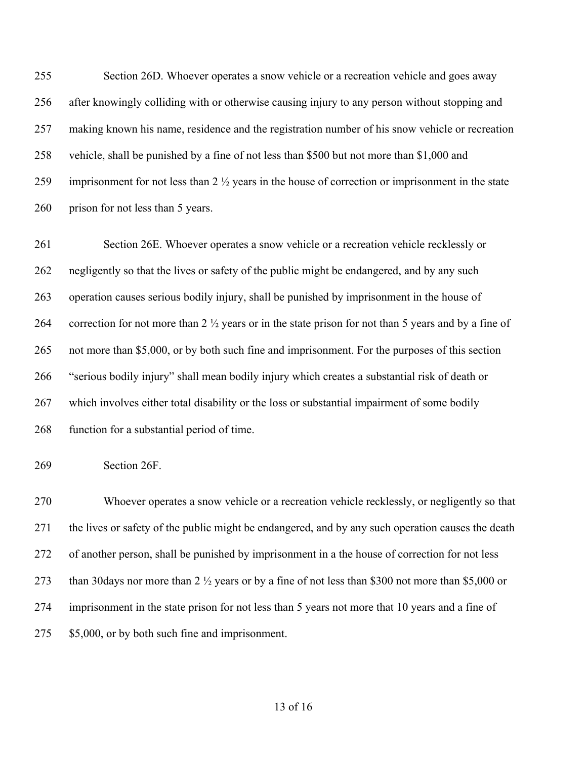Section 26D. Whoever operates a snow vehicle or a recreation vehicle and goes away after knowingly colliding with or otherwise causing injury to any person without stopping and making known his name, residence and the registration number of his snow vehicle or recreation vehicle, shall be punished by a fine of not less than $500 but not more than $1,000 and imprisonment for not less than 2 ½ years in the house of correction or imprisonment in the state prison for not less than 5 years.

Section 26E. Whoever operates a snow vehicle or a recreation vehicle recklessly or negligently so that the lives or safety of the public might be endangered, and by any such operation causes serious bodily injury, shall be punished by imprisonment in the house of correction for not more than 2 ½ years or in the state prison for not than 5 years and by a fine of not more than $5,000, or by both such fine and imprisonment. For the purposes of this section "serious bodily injury" shall mean bodily injury which creates a substantial risk of death or which involves either total disability or the loss or substantial impairment of some bodily function for a substantial period of time.

Section 26F.

Whoever operates a snow vehicle or a recreation vehicle recklessly, or negligently so that the lives or safety of the public might be endangered, and by any such operation causes the death of another person, shall be punished by imprisonment in a the house of correction for not less than 30days nor more than 2 ½ years or by a fine of not less than $300 not more than $5,000 or imprisonment in the state prison for not less than 5 years not more that 10 years and a fine of $5,000, or by both such fine and imprisonment.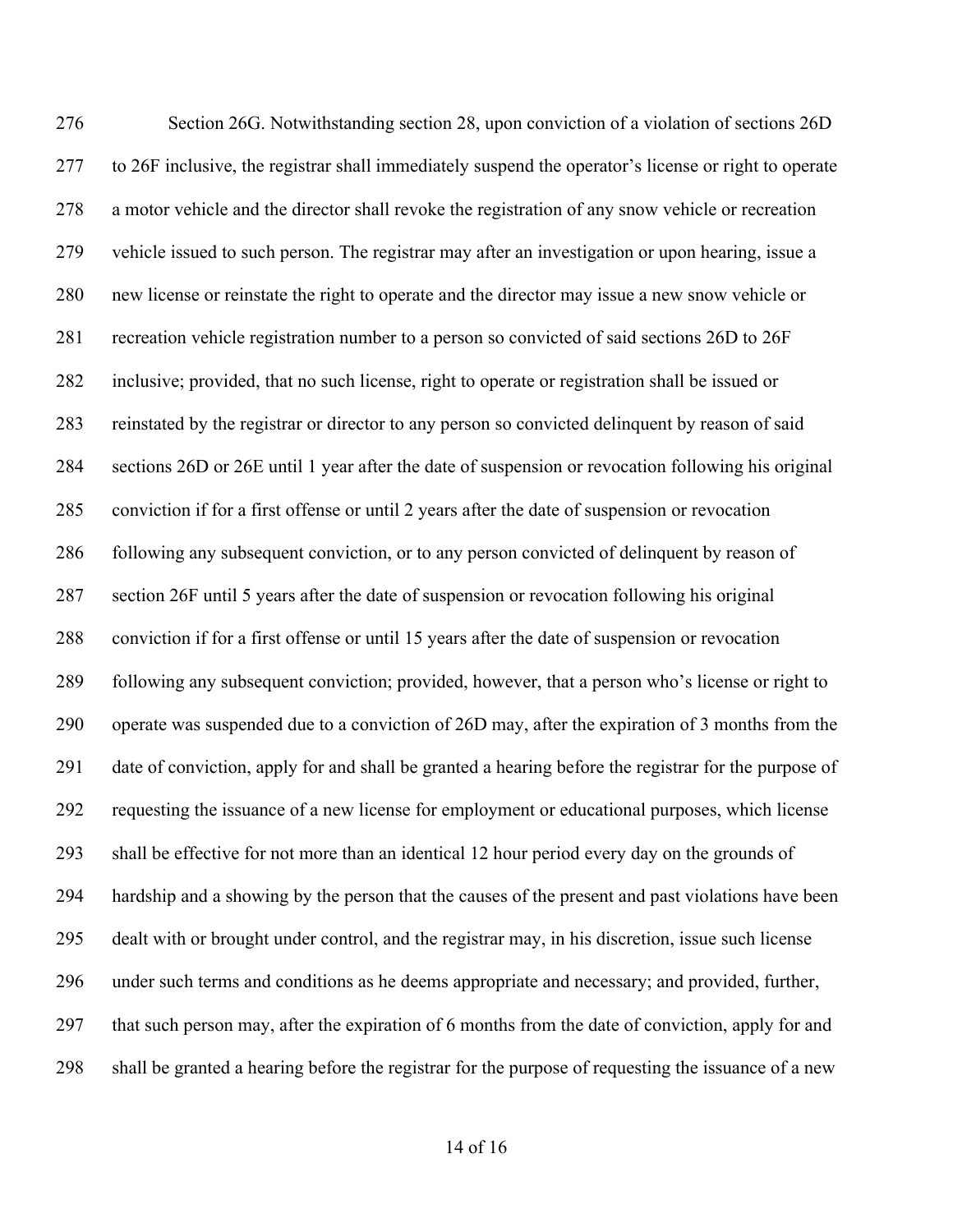Section 26G. Notwithstanding section 28, upon conviction of a violation of sections 26D to 26F inclusive, the registrar shall immediately suspend the operator's license or right to operate a motor vehicle and the director shall revoke the registration of any snow vehicle or recreation vehicle issued to such person. The registrar may after an investigation or upon hearing, issue a new license or reinstate the right to operate and the director may issue a new snow vehicle or recreation vehicle registration number to a person so convicted of said sections 26D to 26F inclusive; provided, that no such license, right to operate or registration shall be issued or reinstated by the registrar or director to any person so convicted delinquent by reason of said sections 26D or 26E until 1 year after the date of suspension or revocation following his original conviction if for a first offense or until 2 years after the date of suspension or revocation following any subsequent conviction, or to any person convicted of delinquent by reason of section 26F until 5 years after the date of suspension or revocation following his original conviction if for a first offense or until 15 years after the date of suspension or revocation following any subsequent conviction; provided, however, that a person who's license or right to operate was suspended due to a conviction of 26D may, after the expiration of 3 months from the date of conviction, apply for and shall be granted a hearing before the registrar for the purpose of requesting the issuance of a new license for employment or educational purposes, which license shall be effective for not more than an identical 12 hour period every day on the grounds of hardship and a showing by the person that the causes of the present and past violations have been dealt with or brought under control, and the registrar may, in his discretion, issue such license under such terms and conditions as he deems appropriate and necessary; and provided, further, that such person may, after the expiration of 6 months from the date of conviction, apply for and shall be granted a hearing before the registrar for the purpose of requesting the issuance of a new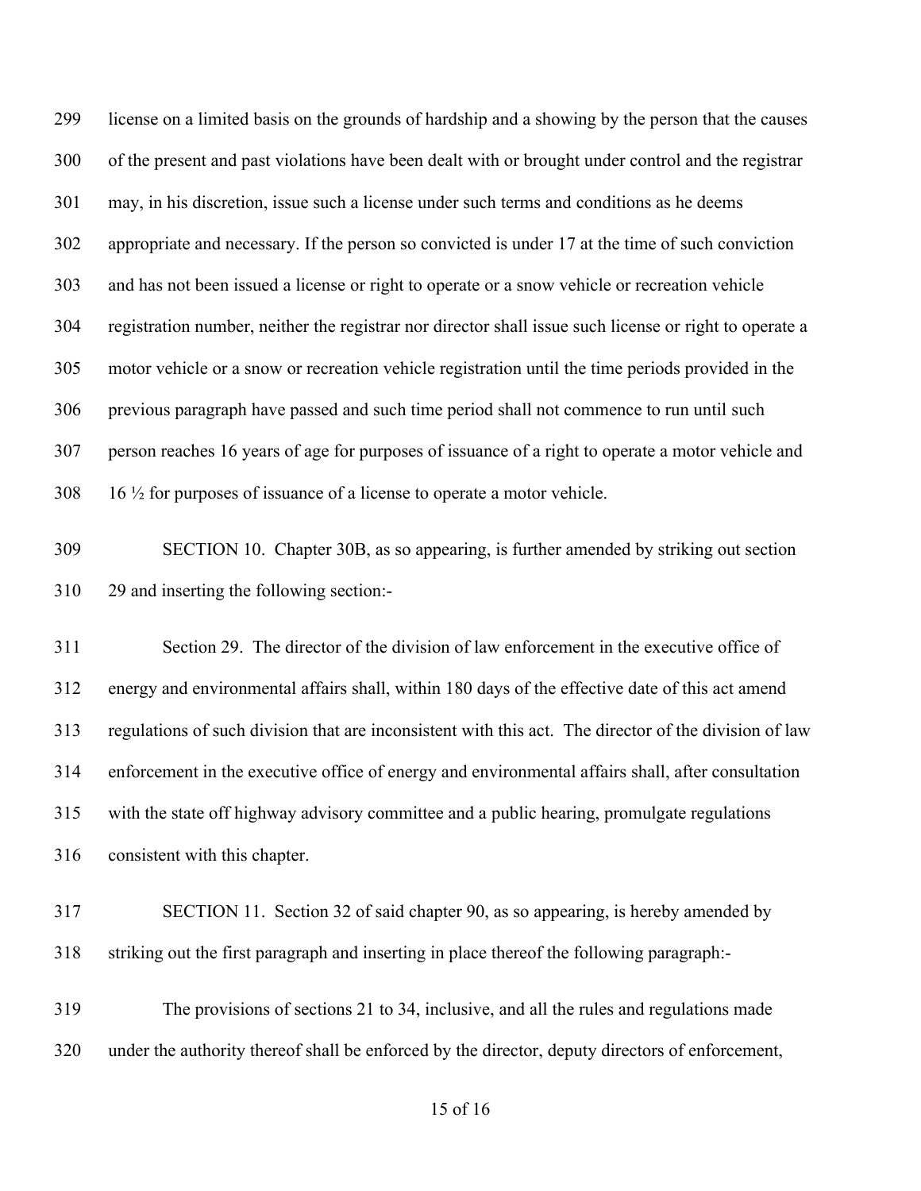license on a limited basis on the grounds of hardship and a showing by the person that the causes of the present and past violations have been dealt with or brought under control and the registrar may, in his discretion, issue such a license under such terms and conditions as he deems appropriate and necessary. If the person so convicted is under 17 at the time of such conviction and has not been issued a license or right to operate or a snow vehicle or recreation vehicle registration number, neither the registrar nor director shall issue such license or right to operate a motor vehicle or a snow or recreation vehicle registration until the time periods provided in the previous paragraph have passed and such time period shall not commence to run until such person reaches 16 years of age for purposes of issuance of a right to operate a motor vehicle and 16 ½ for purposes of issuance of a license to operate a motor vehicle.

SECTION 10. Chapter 30B, as so appearing, is further amended by striking out section 29 and inserting the following section:-

Section 29. The director of the division of law enforcement in the executive office of energy and environmental affairs shall, within 180 days of the effective date of this act amend regulations of such division that are inconsistent with this act. The director of the division of law enforcement in the executive office of energy and environmental affairs shall, after consultation with the state off highway advisory committee and a public hearing, promulgate regulations consistent with this chapter.

SECTION 11. Section 32 of said chapter 90, as so appearing, is hereby amended by striking out the first paragraph and inserting in place thereof the following paragraph:-

The provisions of sections 21 to 34, inclusive, and all the rules and regulations made under the authority thereof shall be enforced by the director, deputy directors of enforcement,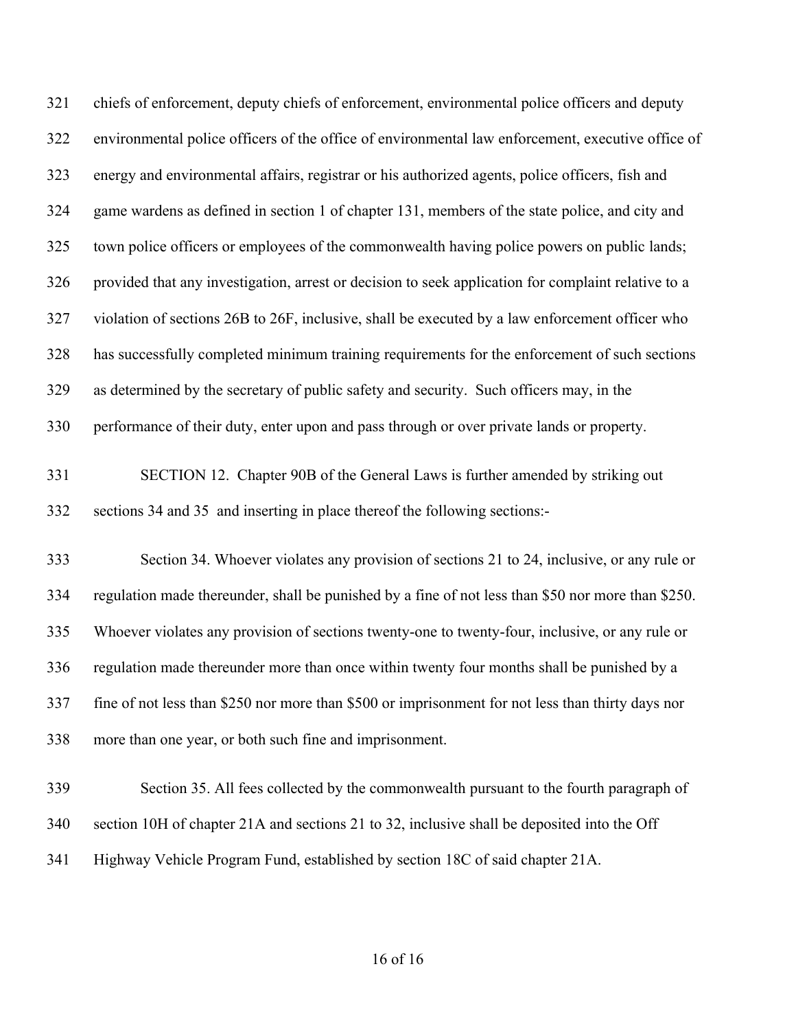chiefs of enforcement, deputy chiefs of enforcement, environmental police officers and deputy environmental police officers of the office of environmental law enforcement, executive office of energy and environmental affairs, registrar or his authorized agents, police officers, fish and game wardens as defined in section 1 of chapter 131, members of the state police, and city and town police officers or employees of the commonwealth having police powers on public lands; provided that any investigation, arrest or decision to seek application for complaint relative to a violation of sections 26B to 26F, inclusive, shall be executed by a law enforcement officer who has successfully completed minimum training requirements for the enforcement of such sections as determined by the secretary of public safety and security. Such officers may, in the performance of their duty, enter upon and pass through or over private lands or property.

SECTION 12. Chapter 90B of the General Laws is further amended by striking out sections 34 and 35 and inserting in place thereof the following sections:-

Section 34. Whoever violates any provision of sections 21 to 24, inclusive, or any rule or regulation made thereunder, shall be punished by a fine of not less than $50 nor more than $250. Whoever violates any provision of sections twenty-one to twenty-four, inclusive, or any rule or regulation made thereunder more than once within twenty four months shall be punished by a fine of not less than $250 nor more than $500 or imprisonment for not less than thirty days nor more than one year, or both such fine and imprisonment.

Section 35. All fees collected by the commonwealth pursuant to the fourth paragraph of section 10H of chapter 21A and sections 21 to 32, inclusive shall be deposited into the Off Highway Vehicle Program Fund, established by section 18C of said chapter 21A.